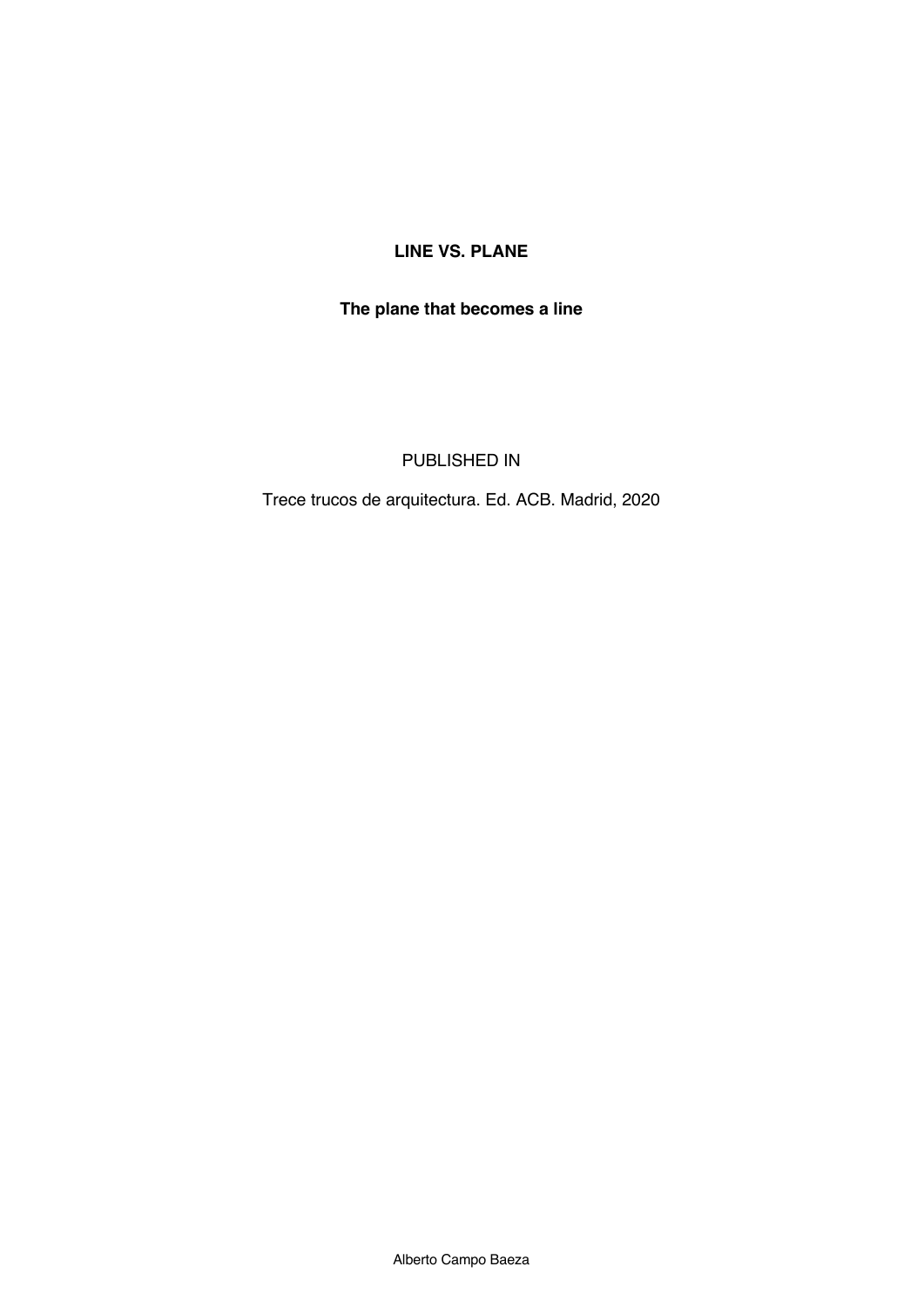# LINE VS. PLANE

## The plane that becomes a line

PUBLISHED IN

Trece trucos de arquitectura. Ed. ACB. Madrid, 2020

Alberto Campo Baeza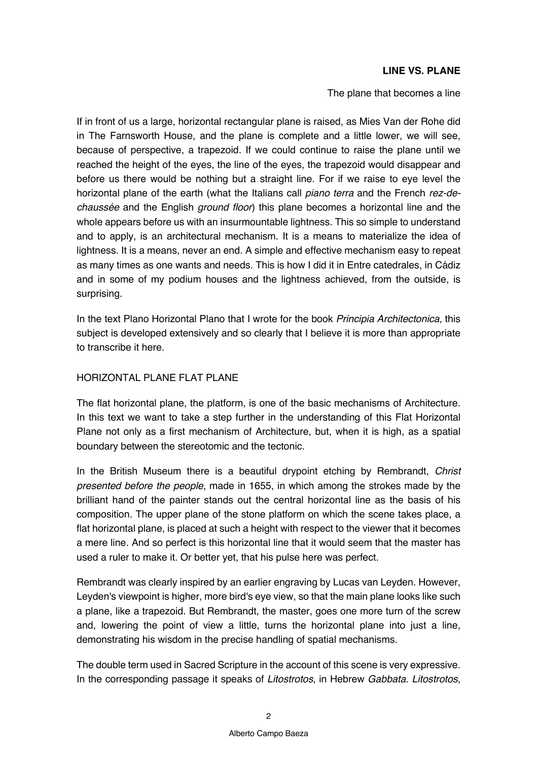**LINE VS. PLANE**

The plane that becomes a line

If in front of us a large, horizontal rectangular plane is raised, as Mies Van der Rohe did in The Farnsworth House, and the plane is complete and a little lower, we will see, because of perspective, a trapezoid. If we could continue to raise the plane until we reached the height of the eyes, the line of the eyes, the trapezoid would disappear and before us there would be nothing but a straight line. For if we raise to eye level the horizontal plane of the earth (what the Italians call *piano terra* and the French *rez-de-chaussée* and the English *ground floor*) this plane becomes a horizontal line and the whole appears before us with an insurmountable lightness. This so simple to understand and to apply, is an architectural mechanism. It is a means to materialize the idea of lightness. It is a means, never an end. A simple and effective mechanism easy to repeat as many times as one wants and needs. This is how I did it in Entre catedrales, in Cádiz and in some of my podium houses and the lightness achieved, from the outside, is surprising.

In the text Plano Horizontal Plano that I wrote for the book *Principia Architectonica,* this subject is developed extensively and so clearly that I believe it is more than appropriate to transcribe it here.

HORIZONTAL PLANE FLAT PLANE

The flat horizontal plane, the platform, is one of the basic mechanisms of Architecture. In this text we want to take a step further in the understanding of this Flat Horizontal Plane not only as a first mechanism of Architecture, but, when it is high, as a spatial boundary between the stereotomic and the tectonic.

In the British Museum there is a beautiful drypoint etching by Rembrandt, *Christ presented before the people*, made in 1655, in which among the strokes made by the brilliant hand of the painter stands out the central horizontal line as the basis of his composition. The upper plane of the stone platform on which the scene takes place, a flat horizontal plane, is placed at such a height with respect to the viewer that it becomes a mere line. And so perfect is this horizontal line that it would seem that the master has used a ruler to make it. Or better yet, that his pulse here was perfect.

Rembrandt was clearly inspired by an earlier engraving by Lucas van Leyden. However, Leyden's viewpoint is higher, more bird's eye view, so that the main plane looks like such a plane, like a trapezoid. But Rembrandt, the master, goes one more turn of the screw and, lowering the point of view a little, turns the horizontal plane into just a line, demonstrating his wisdom in the precise handling of spatial mechanisms.

The double term used in Sacred Scripture in the account of this scene is very expressive. In the corresponding passage it speaks of *Litostrotos*, in Hebrew *Gabbata*. *Litostrotos*,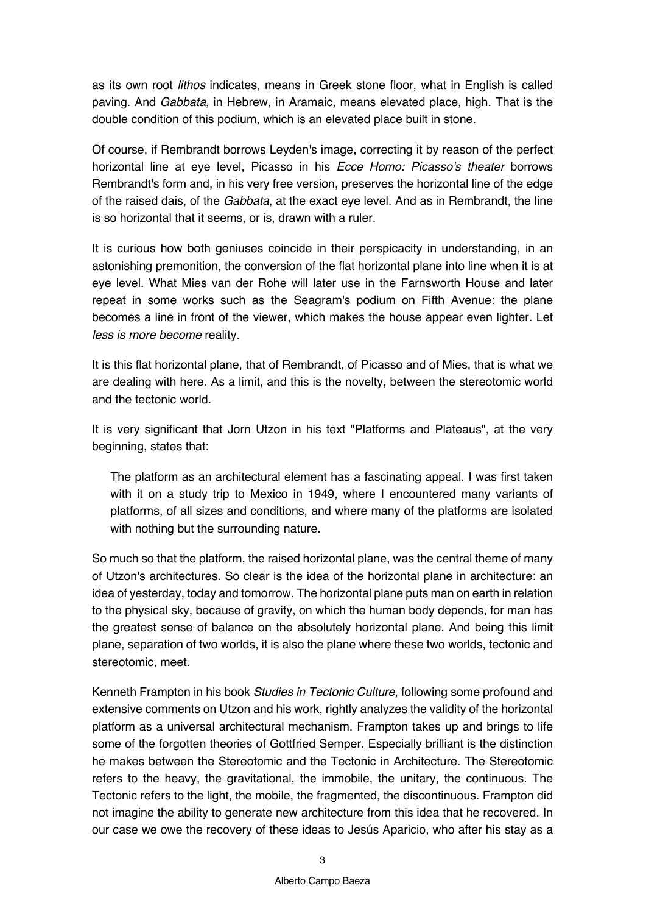as its own root *lithos* indicates, means in Greek stone floor, what in English is called paving. And *Gabbata*, in Hebrew, in Aramaic, means elevated place, high. That is the double condition of this podium, which is an elevated place built in stone.

Of course, if Rembrandt borrows Leyden's image, correcting it by reason of the perfect horizontal line at eye level, Picasso in his *Ecce Homo: Picasso's theater* borrows Rembrandt's form and, in his very free version, preserves the horizontal line of the edge of the raised dais, of the *Gabbata*, at the exact eye level. And as in Rembrandt, the line is so horizontal that it seems, or is, drawn with a ruler.

It is curious how both geniuses coincide in their perspicacity in understanding, in an astonishing premonition, the conversion of the flat horizontal plane into line when it is at eye level. What Mies van der Rohe will later use in the Farnsworth House and later repeat in some works such as the Seagram's podium on Fifth Avenue: the plane becomes a line in front of the viewer, which makes the house appear even lighter. Let *less is more become* reality.

It is this flat horizontal plane, that of Rembrandt, of Picasso and of Mies, that is what we are dealing with here. As a limit, and this is the novelty, between the stereotomic world and the tectonic world.

It is very significant that Jorn Utzon in his text "Platforms and Plateaus", at the very beginning, states that:

> The platform as an architectural element has a fascinating appeal. I was first taken with it on a study trip to Mexico in 1949, where I encountered many variants of platforms, of all sizes and conditions, and where many of the platforms are isolated with nothing but the surrounding nature.

So much so that the platform, the raised horizontal plane, was the central theme of many of Utzon's architectures. So clear is the idea of the horizontal plane in architecture: an idea of yesterday, today and tomorrow. The horizontal plane puts man on earth in relation to the physical sky, because of gravity, on which the human body depends, for man has the greatest sense of balance on the absolutely horizontal plane. And being this limit plane, separation of two worlds, it is also the plane where these two worlds, tectonic and stereotomic, meet.

Kenneth Frampton in his book *Studies in Tectonic Culture*, following some profound and extensive comments on Utzon and his work, rightly analyzes the validity of the horizontal platform as a universal architectural mechanism. Frampton takes up and brings to life some of the forgotten theories of Gottfried Semper. Especially brilliant is the distinction he makes between the Stereotomic and the Tectonic in Architecture. The Stereotomic refers to the heavy, the gravitational, the immobile, the unitary, the continuous. The Tectonic refers to the light, the mobile, the fragmented, the discontinuous. Frampton did not imagine the ability to generate new architecture from this idea that he recovered. In our case we owe the recovery of these ideas to Jesús Aparicio, who after his stay as a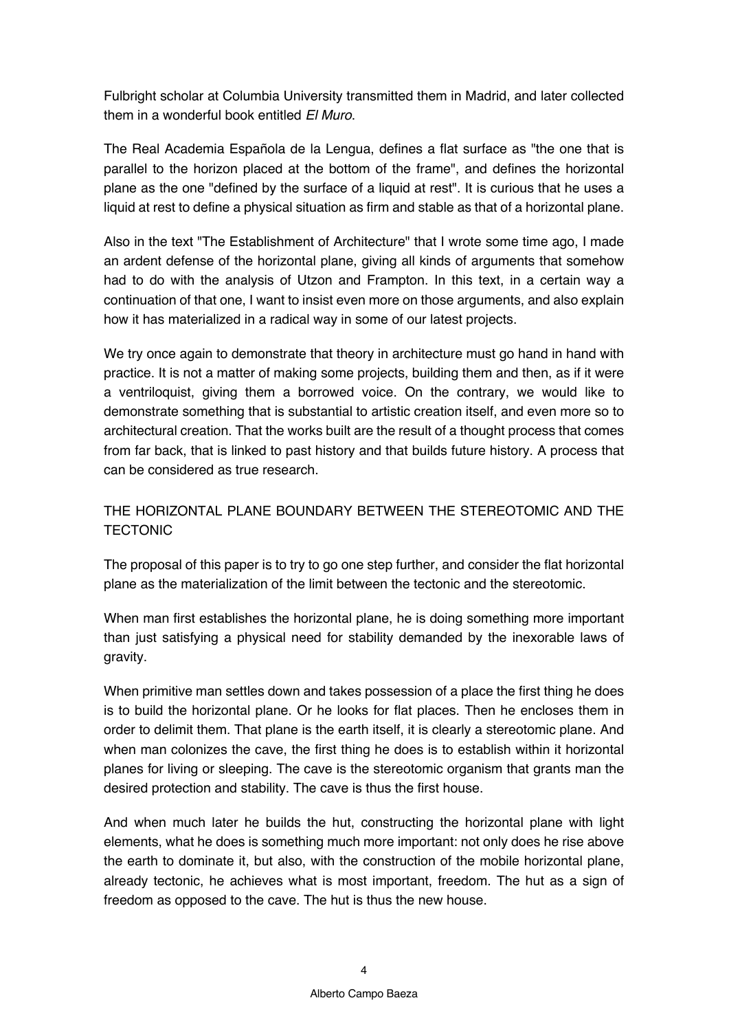Fulbright scholar at Columbia University transmitted them in Madrid, and later collected them in a wonderful book entitled *El Muro*.

The Real Academia Española de la Lengua, defines a flat surface as "the one that is parallel to the horizon placed at the bottom of the frame", and defines the horizontal plane as the one "defined by the surface of a liquid at rest". It is curious that he uses a liquid at rest to define a physical situation as firm and stable as that of a horizontal plane.

Also in the text "The Establishment of Architecture" that I wrote some time ago, I made an ardent defense of the horizontal plane, giving all kinds of arguments that somehow had to do with the analysis of Utzon and Frampton. In this text, in a certain way a continuation of that one, I want to insist even more on those arguments, and also explain how it has materialized in a radical way in some of our latest projects.

We try once again to demonstrate that theory in architecture must go hand in hand with practice. It is not a matter of making some projects, building them and then, as if it were a ventriloquist, giving them a borrowed voice. On the contrary, we would like to demonstrate something that is substantial to artistic creation itself, and even more so to architectural creation. That the works built are the result of a thought process that comes from far back, that is linked to past history and that builds future history. A process that can be considered as true research.

## THE HORIZONTAL PLANE BOUNDARY BETWEEN THE STEREOTOMIC AND THE TECTONIC

The proposal of this paper is to try to go one step further, and consider the flat horizontal plane as the materialization of the limit between the tectonic and the stereotomic.

When man first establishes the horizontal plane, he is doing something more important than just satisfying a physical need for stability demanded by the inexorable laws of gravity.

When primitive man settles down and takes possession of a place the first thing he does is to build the horizontal plane. Or he looks for flat places. Then he encloses them in order to delimit them. That plane is the earth itself, it is clearly a stereotomic plane. And when man colonizes the cave, the first thing he does is to establish within it horizontal planes for living or sleeping. The cave is the stereotomic organism that grants man the desired protection and stability. The cave is thus the first house.

And when much later he builds the hut, constructing the horizontal plane with light elements, what he does is something much more important: not only does he rise above the earth to dominate it, but also, with the construction of the mobile horizontal plane, already tectonic, he achieves what is most important, freedom. The hut as a sign of freedom as opposed to the cave. The hut is thus the new house.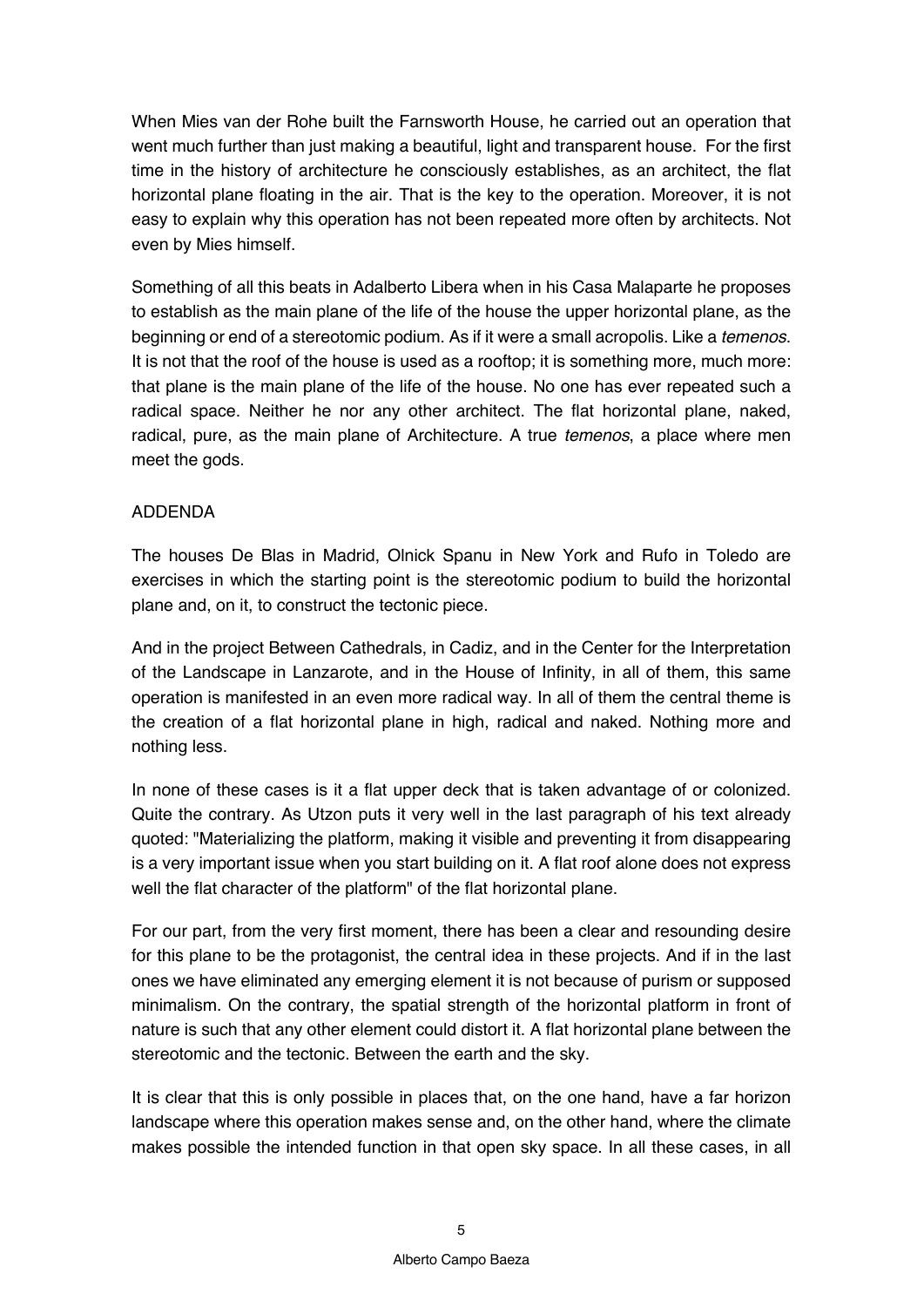When Mies van der Rohe built the Farnsworth House, he carried out an operation that went much further than just making a beautiful, light and transparent house. For the first time in the history of architecture he consciously establishes, as an architect, the flat horizontal plane floating in the air. That is the key to the operation. Moreover, it is not easy to explain why this operation has not been repeated more often by architects. Not even by Mies himself.

Something of all this beats in Adalberto Libera when in his Casa Malaparte he proposes to establish as the main plane of the life of the house the upper horizontal plane, as the beginning or end of a stereotomic podium. As if it were a small acropolis. Like a *temenos*. It is not that the roof of the house is used as a rooftop; it is something more, much more: that plane is the main plane of the life of the house. No one has ever repeated such a radical space. Neither he nor any other architect. The flat horizontal plane, naked, radical, pure, as the main plane of Architecture. A true *temenos*, a place where men meet the gods.

ADDENDA

The houses De Blas in Madrid, Olnick Spanu in New York and Rufo in Toledo are exercises in which the starting point is the stereotomic podium to build the horizontal plane and, on it, to construct the tectonic piece.

And in the project Between Cathedrals, in Cadiz, and in the Center for the Interpretation of the Landscape in Lanzarote, and in the House of Infinity, in all of them, this same operation is manifested in an even more radical way. In all of them the central theme is the creation of a flat horizontal plane in high, radical and naked. Nothing more and nothing less.

In none of these cases is it a flat upper deck that is taken advantage of or colonized. Quite the contrary. As Utzon puts it very well in the last paragraph of his text already quoted: "Materializing the platform, making it visible and preventing it from disappearing is a very important issue when you start building on it. A flat roof alone does not express well the flat character of the platform" of the flat horizontal plane.

For our part, from the very first moment, there has been a clear and resounding desire for this plane to be the protagonist, the central idea in these projects. And if in the last ones we have eliminated any emerging element it is not because of purism or supposed minimalism. On the contrary, the spatial strength of the horizontal platform in front of nature is such that any other element could distort it. A flat horizontal plane between the stereotomic and the tectonic. Between the earth and the sky.

It is clear that this is only possible in places that, on the one hand, have a far horizon landscape where this operation makes sense and, on the other hand, where the climate makes possible the intended function in that open sky space. In all these cases, in all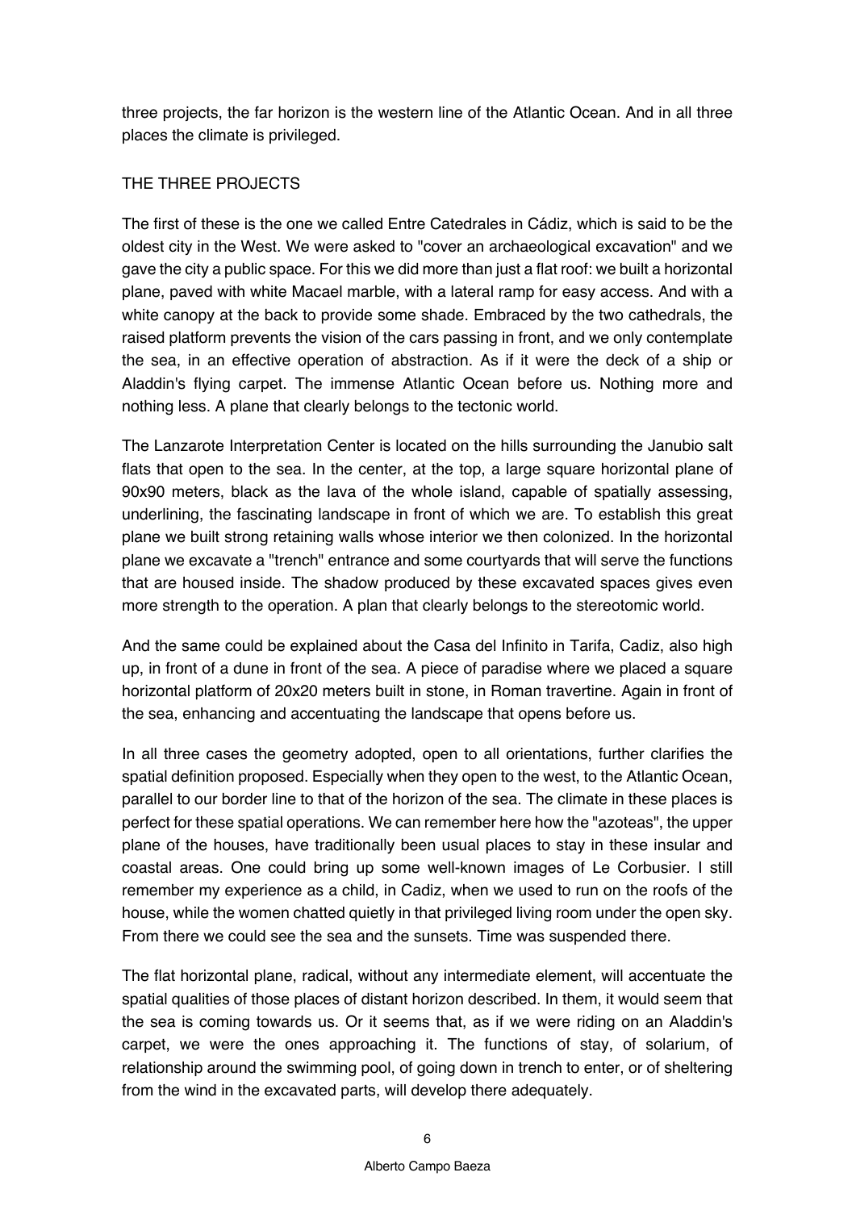three projects, the far horizon is the western line of the Atlantic Ocean. And in all three places the climate is privileged.

## THE THREE PROJECTS

The first of these is the one we called Entre Catedrales in Cádiz, which is said to be the oldest city in the West. We were asked to "cover an archaeological excavation" and we gave the city a public space. For this we did more than just a flat roof: we built a horizontal plane, paved with white Macael marble, with a lateral ramp for easy access. And with a white canopy at the back to provide some shade. Embraced by the two cathedrals, the raised platform prevents the vision of the cars passing in front, and we only contemplate the sea, in an effective operation of abstraction. As if it were the deck of a ship or Aladdin's flying carpet. The immense Atlantic Ocean before us. Nothing more and nothing less. A plane that clearly belongs to the tectonic world.

The Lanzarote Interpretation Center is located on the hills surrounding the Janubio salt flats that open to the sea. In the center, at the top, a large square horizontal plane of 90x90 meters, black as the lava of the whole island, capable of spatially assessing, underlining, the fascinating landscape in front of which we are. To establish this great plane we built strong retaining walls whose interior we then colonized. In the horizontal plane we excavate a "trench" entrance and some courtyards that will serve the functions that are housed inside. The shadow produced by these excavated spaces gives even more strength to the operation. A plan that clearly belongs to the stereotomic world.

And the same could be explained about the Casa del Infinito in Tarifa, Cadiz, also high up, in front of a dune in front of the sea. A piece of paradise where we placed a square horizontal platform of 20x20 meters built in stone, in Roman travertine. Again in front of the sea, enhancing and accentuating the landscape that opens before us.

In all three cases the geometry adopted, open to all orientations, further clarifies the spatial definition proposed. Especially when they open to the west, to the Atlantic Ocean, parallel to our border line to that of the horizon of the sea. The climate in these places is perfect for these spatial operations. We can remember here how the "azoteas", the upper plane of the houses, have traditionally been usual places to stay in these insular and coastal areas. One could bring up some well-known images of Le Corbusier. I still remember my experience as a child, in Cadiz, when we used to run on the roofs of the house, while the women chatted quietly in that privileged living room under the open sky. From there we could see the sea and the sunsets. Time was suspended there.

The flat horizontal plane, radical, without any intermediate element, will accentuate the spatial qualities of those places of distant horizon described. In them, it would seem that the sea is coming towards us. Or it seems that, as if we were riding on an Aladdin's carpet, we were the ones approaching it. The functions of stay, of solarium, of relationship around the swimming pool, of going down in trench to enter, or of sheltering from the wind in the excavated parts, will develop there adequately.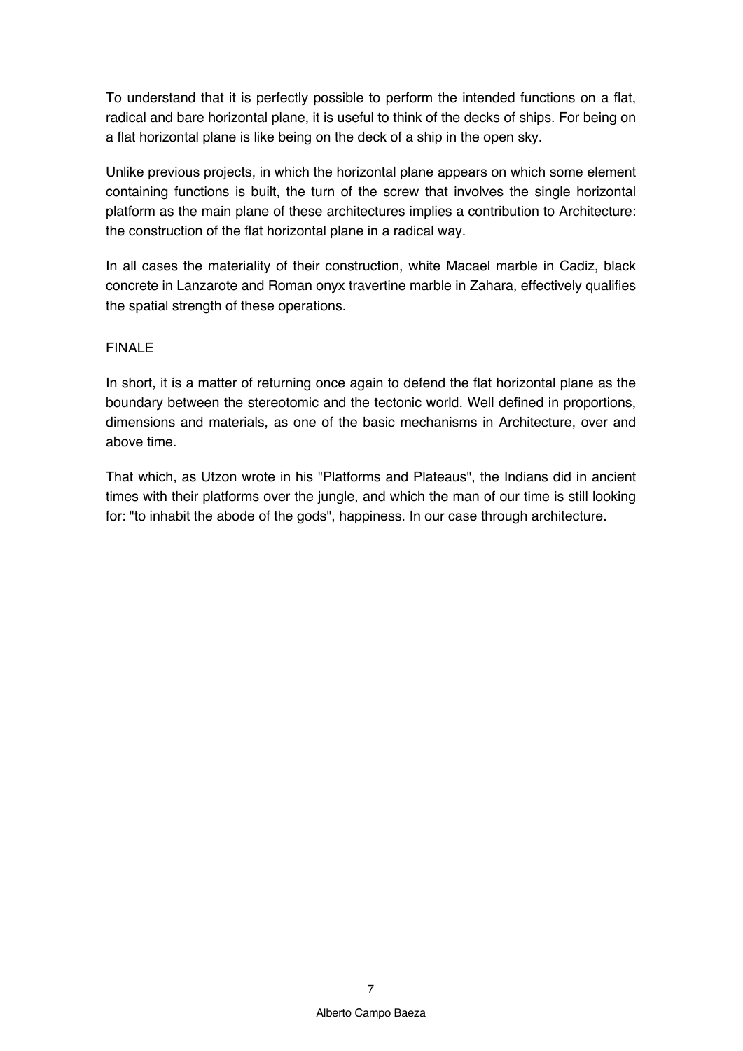To understand that it is perfectly possible to perform the intended functions on a flat, radical and bare horizontal plane, it is useful to think of the decks of ships. For being on a flat horizontal plane is like being on the deck of a ship in the open sky.

Unlike previous projects, in which the horizontal plane appears on which some element containing functions is built, the turn of the screw that involves the single horizontal platform as the main plane of these architectures implies a contribution to Architecture: the construction of the flat horizontal plane in a radical way.

In all cases the materiality of their construction, white Macael marble in Cadiz, black concrete in Lanzarote and Roman onyx travertine marble in Zahara, effectively qualifies the spatial strength of these operations.

## FINALE

In short, it is a matter of returning once again to defend the flat horizontal plane as the boundary between the stereotomic and the tectonic world. Well defined in proportions, dimensions and materials, as one of the basic mechanisms in Architecture, over and above time.

That which, as Utzon wrote in his "Platforms and Plateaus", the Indians did in ancient times with their platforms over the jungle, and which the man of our time is still looking for: "to inhabit the abode of the gods", happiness. In our case through architecture.